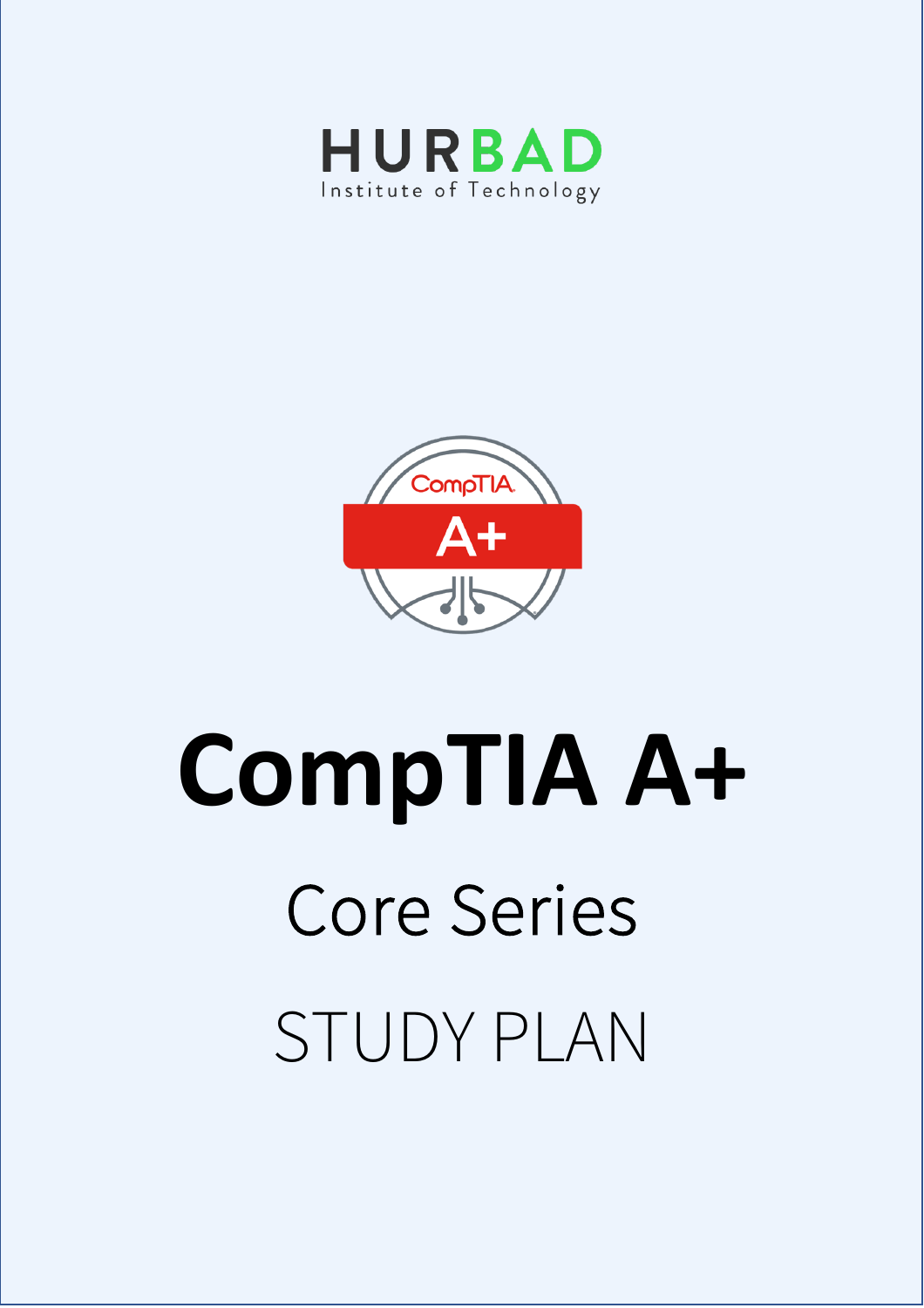HURBAD

Institute of Technology

# CompTIA A+

## Core Series

## STUDY PLAN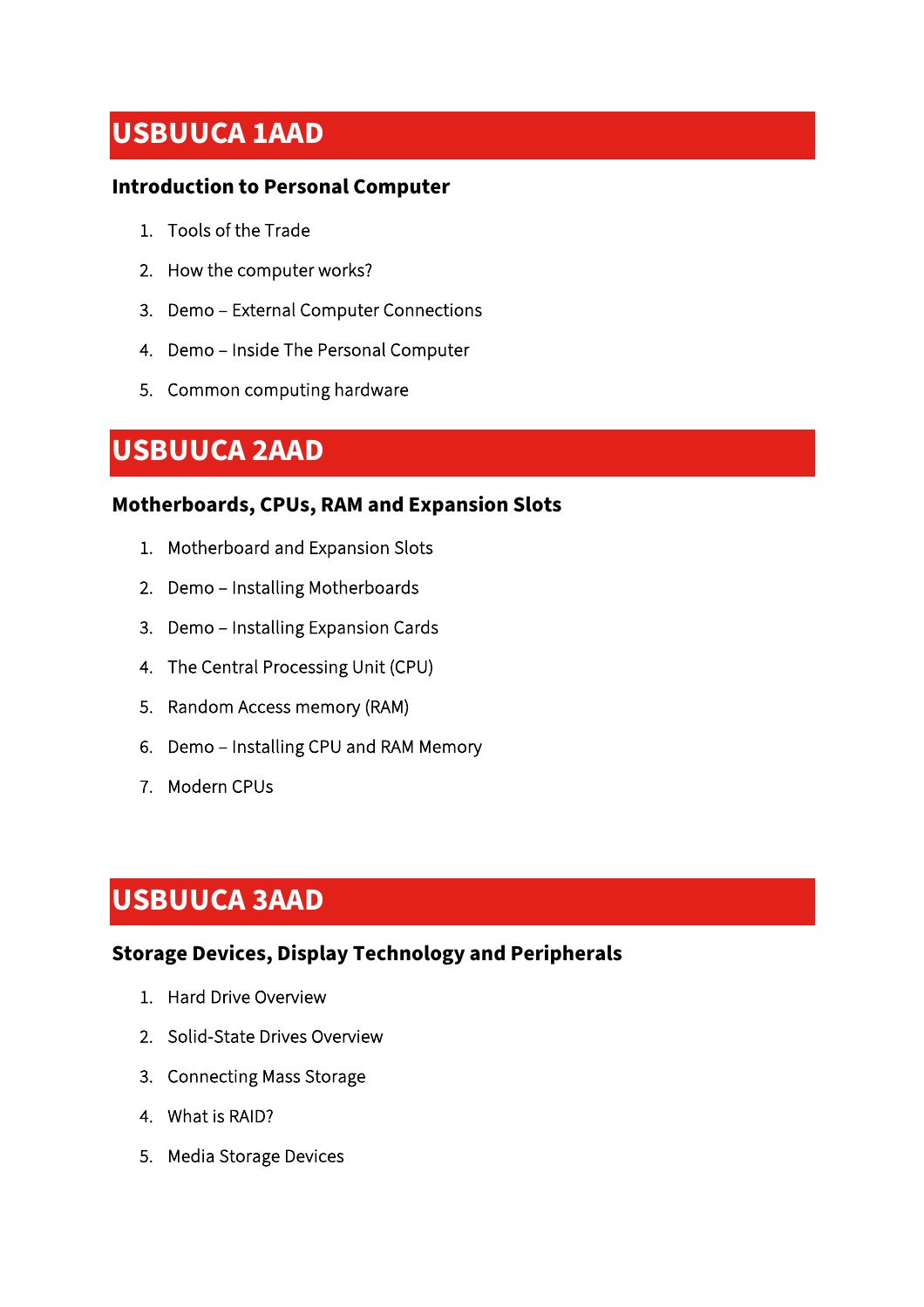## USBUUCA 1AAD

### Introduction to Personal Computer

1. Tools of the Trade
2. How the computer works?
3. Demo – External Computer Connections
4. Demo – Inside The Personal Computer
5. Common computing hardware

## USBUUCA 2AAD

### Motherboards, CPUs, RAM and Expansion Slots

1. Motherboard and Expansion Slots
2. Demo – Installing Motherboards
3. Demo – Installing Expansion Cards
4. The Central Processing Unit (CPU)
5. Random Access memory (RAM)
6. Demo – Installing CPU and RAM Memory
7. Modern CPUs

## USBUUCA 3AAD

### Storage Devices, Display Technology and Peripherals

1. Hard Drive Overview
2. Solid-State Drives Overview
3. Connecting Mass Storage
4. What is RAID?
5. Media Storage Devices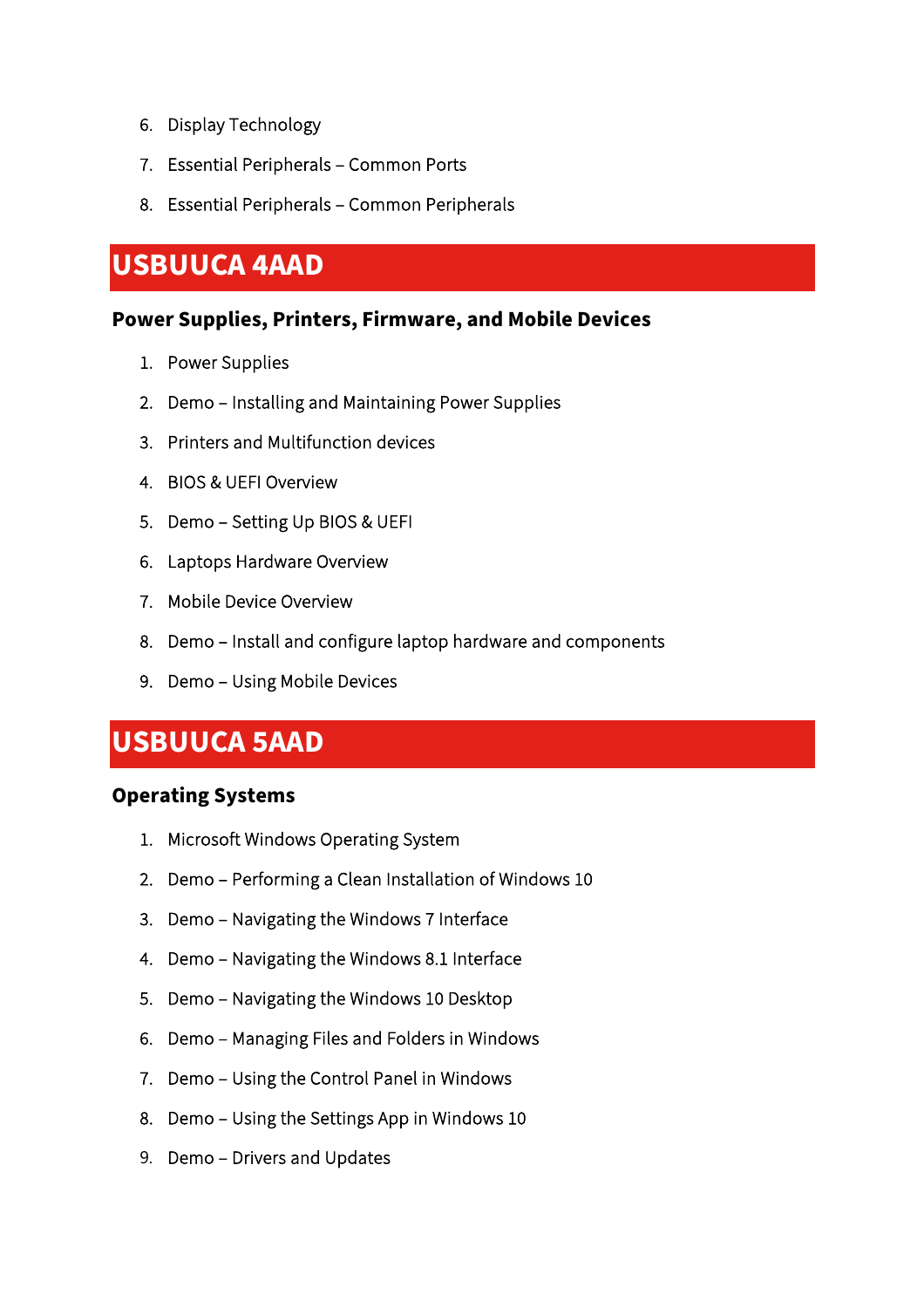6. Display Technology
7. Essential Peripherals – Common Ports
8. Essential Peripherals – Common Peripherals

## USBUUCA 4AAD

### Power Supplies, Printers, Firmware, and Mobile Devices

1. Power Supplies
2. Demo – Installing and Maintaining Power Supplies
3. Printers and Multifunction devices
4. BIOS & UEFI Overview
5. Demo – Setting Up BIOS & UEFI
6. Laptops Hardware Overview
7. Mobile Device Overview
8. Demo – Install and configure laptop hardware and components
9. Demo – Using Mobile Devices

## USBUUCA 5AAD

### Operating Systems

1. Microsoft Windows Operating System
2. Demo – Performing a Clean Installation of Windows 10
3. Demo – Navigating the Windows 7 Interface
4. Demo – Navigating the Windows 8.1 Interface
5. Demo – Navigating the Windows 10 Desktop
6. Demo – Managing Files and Folders in Windows
7. Demo – Using the Control Panel in Windows
8. Demo – Using the Settings App in Windows 10
9. Demo – Drivers and Updates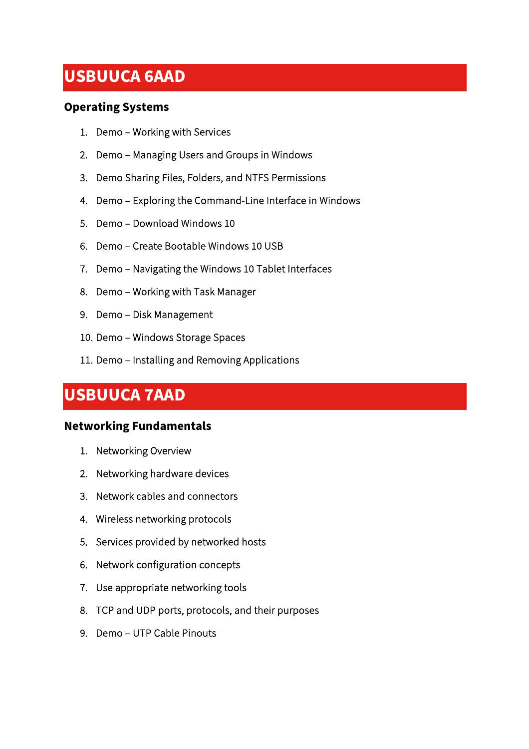## USBUUCA 6AAD

### Operating Systems

1. Demo – Working with Services
2. Demo – Managing Users and Groups in Windows
3. Demo Sharing Files, Folders, and NTFS Permissions
4. Demo – Exploring the Command-Line Interface in Windows
5. Demo – Download Windows 10
6. Demo – Create Bootable Windows 10 USB
7. Demo – Navigating the Windows 10 Tablet Interfaces
8. Demo – Working with Task Manager
9. Demo – Disk Management
10. Demo – Windows Storage Spaces
11. Demo – Installing and Removing Applications

## USBUUCA 7AAD

### Networking Fundamentals

1. Networking Overview
2. Networking hardware devices
3. Network cables and connectors
4. Wireless networking protocols
5. Services provided by networked hosts
6. Network configuration concepts
7. Use appropriate networking tools
8. TCP and UDP ports, protocols, and their purposes
9. Demo – UTP Cable Pinouts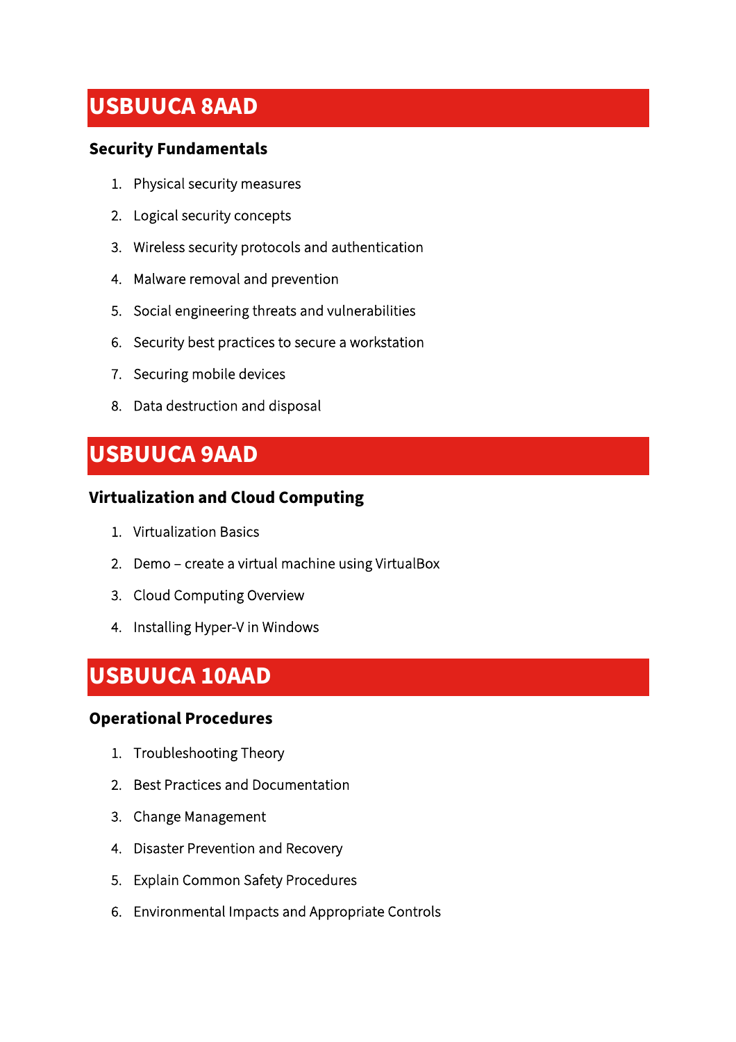## USBUUCA 8AAD

### Security Fundamentals

1. Physical security measures
2. Logical security concepts
3. Wireless security protocols and authentication
4. Malware removal and prevention
5. Social engineering threats and vulnerabilities
6. Security best practices to secure a workstation
7. Securing mobile devices
8. Data destruction and disposal

## USBUUCA 9AAD

### Virtualization and Cloud Computing

1. Virtualization Basics
2. Demo – create a virtual machine using VirtualBox
3. Cloud Computing Overview
4. Installing Hyper-V in Windows

## USBUUCA 10AAD

### Operational Procedures

1. Troubleshooting Theory
2. Best Practices and Documentation
3. Change Management
4. Disaster Prevention and Recovery
5. Explain Common Safety Procedures
6. Environmental Impacts and Appropriate Controls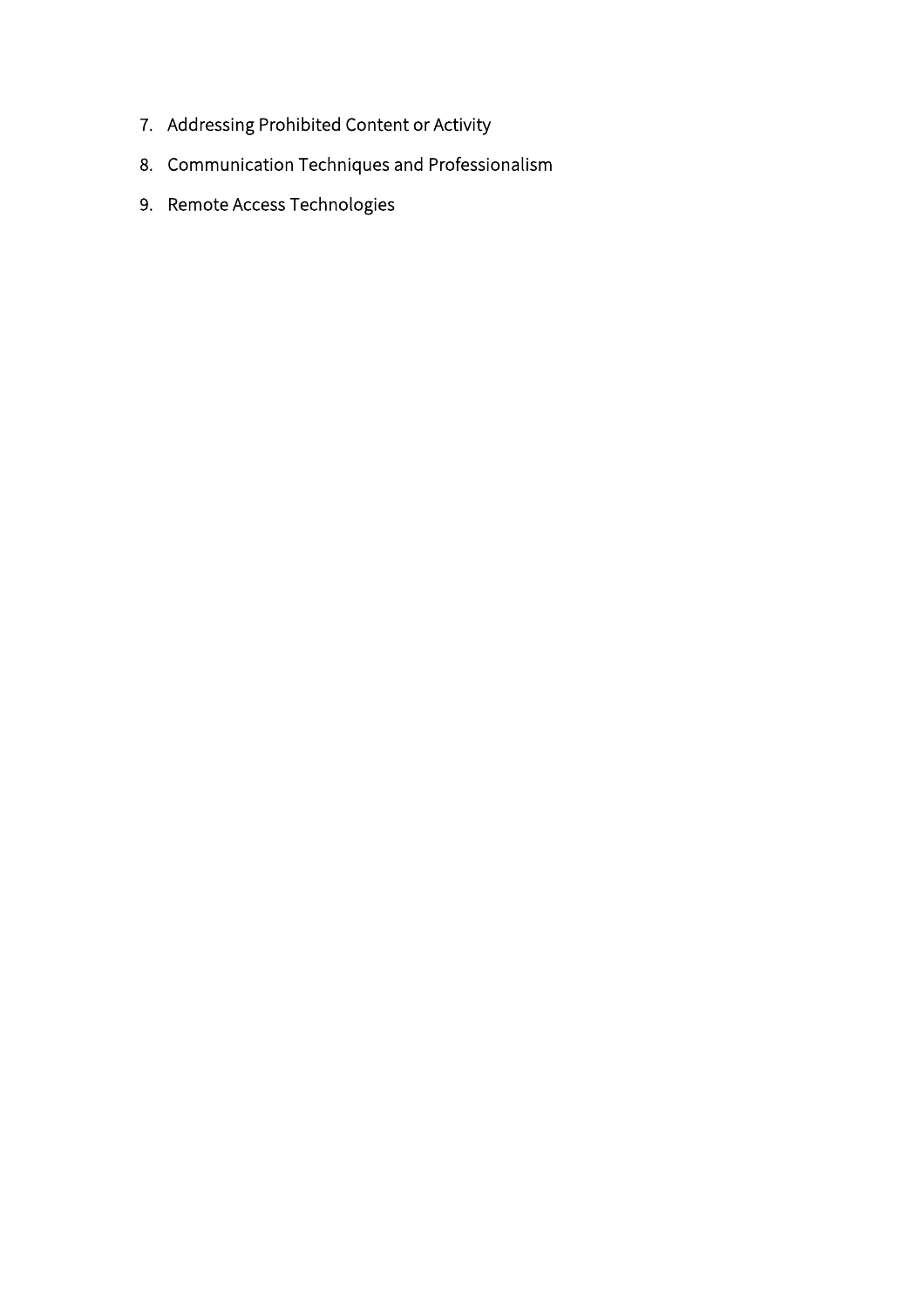7. Addressing Prohibited Content or Activity
8. Communication Techniques and Professionalism
9. Remote Access Technologies